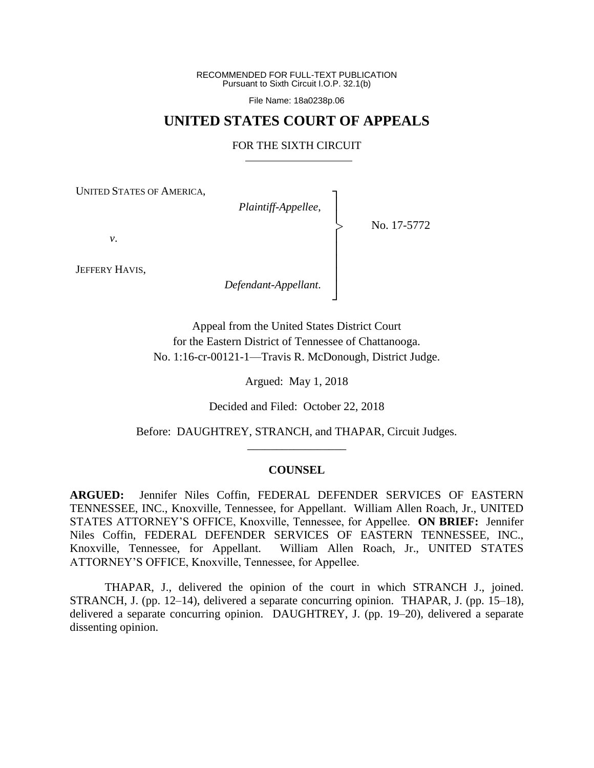RECOMMENDED FOR FULL-TEXT PUBLICATION
Pursuant to Sixth Circuit I.O.P. 32.1(b)

File Name: 18a0238p.06

# UNITED STATES COURT OF APPEALS

## FOR THE SIXTH CIRCUIT

UNITED STATES OF AMERICA,
*Plaintiff-Appellee,*

*v*.

JEFFERY HAVIS,
*Defendant-Appellant*.

No. 17-5772

Appeal from the United States District Court
for the Eastern District of Tennessee of Chattanooga.
No. 1:16-cr-00121-1—Travis R. McDonough, District Judge.

Argued: May 1, 2018

Decided and Filed: October 22, 2018

Before: DAUGHTREY, STRANCH, and THAPAR, Circuit Judges.

---

**COUNSEL**

**ARGUED:** Jennifer Niles Coffin, FEDERAL DEFENDER SERVICES OF EASTERN TENNESSEE, INC., Knoxville, Tennessee, for Appellant. William Allen Roach, Jr., UNITED STATES ATTORNEY'S OFFICE, Knoxville, Tennessee, for Appellee. **ON BRIEF:** Jennifer Niles Coffin, FEDERAL DEFENDER SERVICES OF EASTERN TENNESSEE, INC., Knoxville, Tennessee, for Appellant. William Allen Roach, Jr., UNITED STATES ATTORNEY'S OFFICE, Knoxville, Tennessee, for Appellee.

THAPAR, J., delivered the opinion of the court in which STRANCH J., joined. STRANCH, J. (pp. 12–14), delivered a separate concurring opinion. THAPAR, J. (pp. 15–18), delivered a separate concurring opinion. DAUGHTREY, J. (pp. 19–20), delivered a separate dissenting opinion.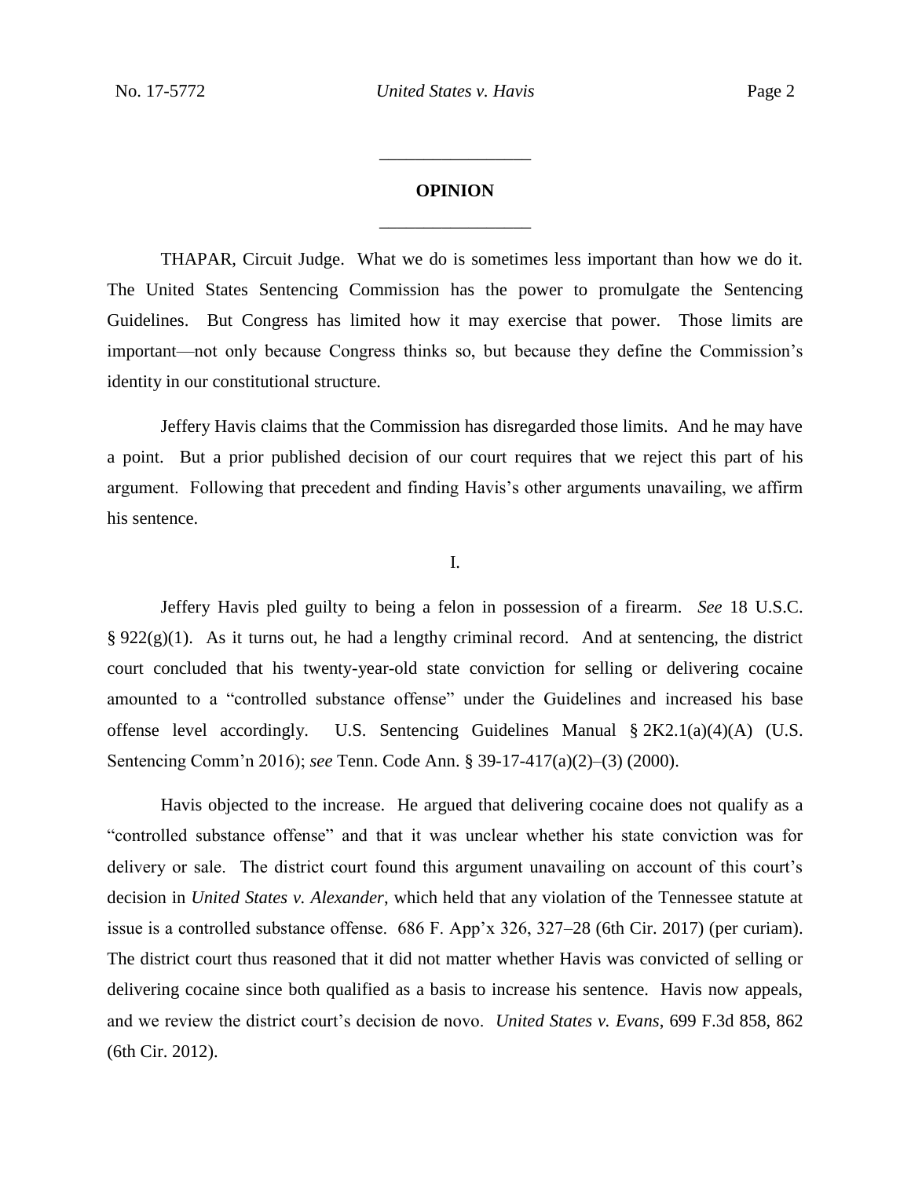## OPINION

THAPAR, Circuit Judge. What we do is sometimes less important than how we do it. The United States Sentencing Commission has the power to promulgate the Sentencing Guidelines. But Congress has limited how it may exercise that power. Those limits are important—not only because Congress thinks so, but because they define the Commission's identity in our constitutional structure.

Jeffery Havis claims that the Commission has disregarded those limits. And he may have a point. But a prior published decision of our court requires that we reject this part of his argument. Following that precedent and finding Havis's other arguments unavailing, we affirm his sentence.

### I.

Jeffery Havis pled guilty to being a felon in possession of a firearm. *See* 18 U.S.C. § 922(g)(1). As it turns out, he had a lengthy criminal record. And at sentencing, the district court concluded that his twenty-year-old state conviction for selling or delivering cocaine amounted to a "controlled substance offense" under the Guidelines and increased his base offense level accordingly. U.S. Sentencing Guidelines Manual § 2K2.1(a)(4)(A) (U.S. Sentencing Comm'n 2016); *see* Tenn. Code Ann. § 39-17-417(a)(2)–(3) (2000).

Havis objected to the increase. He argued that delivering cocaine does not qualify as a "controlled substance offense" and that it was unclear whether his state conviction was for delivery or sale. The district court found this argument unavailing on account of this court's decision in *United States v. Alexander*, which held that any violation of the Tennessee statute at issue is a controlled substance offense. 686 F. App'x 326, 327–28 (6th Cir. 2017) (per curiam). The district court thus reasoned that it did not matter whether Havis was convicted of selling or delivering cocaine since both qualified as a basis to increase his sentence. Havis now appeals, and we review the district court's decision de novo. *United States v. Evans*, 699 F.3d 858, 862 (6th Cir. 2012).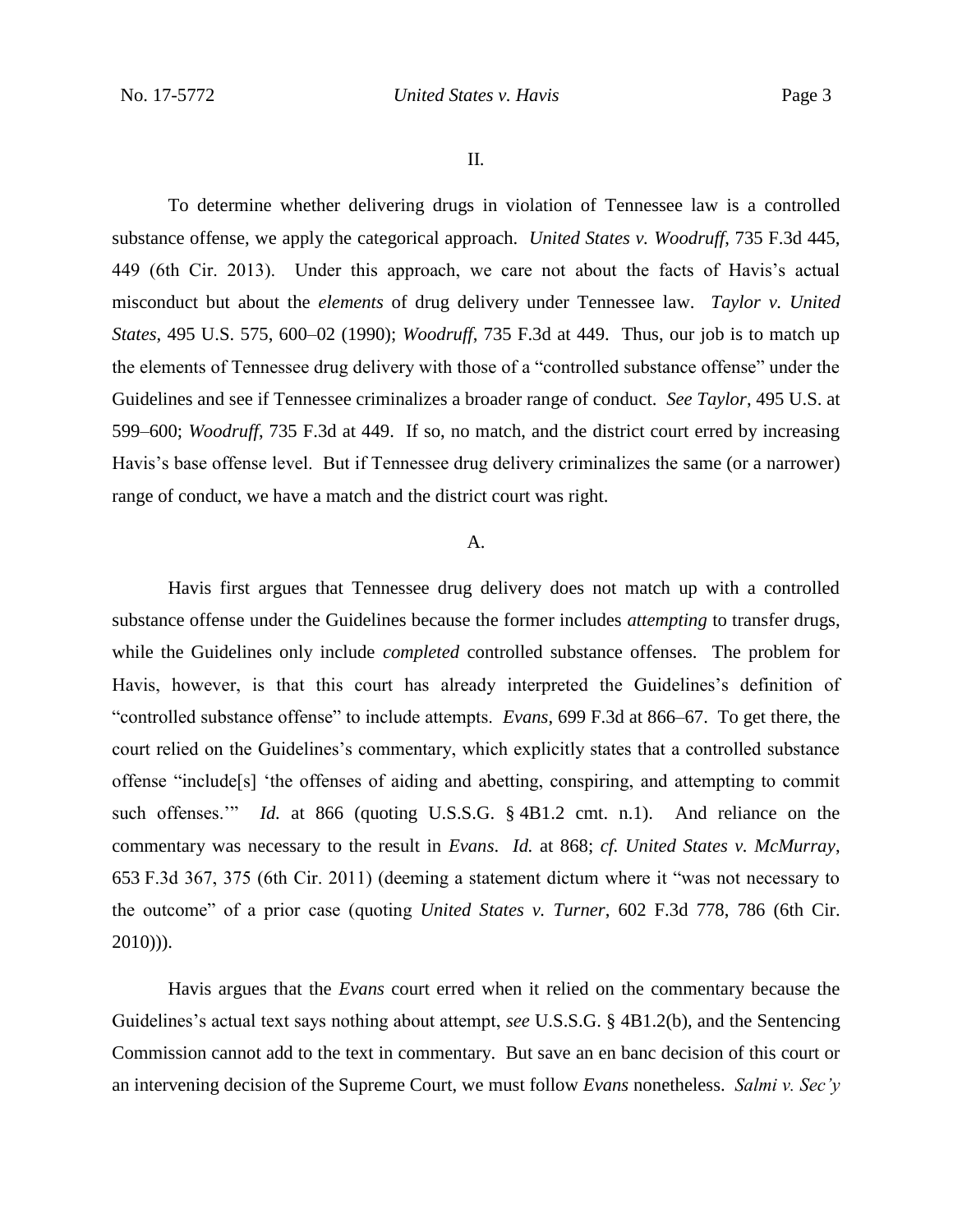II.

To determine whether delivering drugs in violation of Tennessee law is a controlled substance offense, we apply the categorical approach. *United States v. Woodruff*, 735 F.3d 445, 449 (6th Cir. 2013). Under this approach, we care not about the facts of Havis's actual misconduct but about the *elements* of drug delivery under Tennessee law. *Taylor v. United States*, 495 U.S. 575, 600–02 (1990); *Woodruff*, 735 F.3d at 449. Thus, our job is to match up the elements of Tennessee drug delivery with those of a "controlled substance offense" under the Guidelines and see if Tennessee criminalizes a broader range of conduct. *See Taylor*, 495 U.S. at 599–600; *Woodruff*, 735 F.3d at 449. If so, no match, and the district court erred by increasing Havis's base offense level. But if Tennessee drug delivery criminalizes the same (or a narrower) range of conduct, we have a match and the district court was right.

A.

Havis first argues that Tennessee drug delivery does not match up with a controlled substance offense under the Guidelines because the former includes *attempting* to transfer drugs, while the Guidelines only include *completed* controlled substance offenses. The problem for Havis, however, is that this court has already interpreted the Guidelines's definition of "controlled substance offense" to include attempts. *Evans*, 699 F.3d at 866–67. To get there, the court relied on the Guidelines's commentary, which explicitly states that a controlled substance offense "include[s] 'the offenses of aiding and abetting, conspiring, and attempting to commit such offenses.'" *Id.* at 866 (quoting U.S.S.G. § 4B1.2 cmt. n.1). And reliance on the commentary was necessary to the result in *Evans*. *Id.* at 868; *cf. United States v. McMurray*, 653 F.3d 367, 375 (6th Cir. 2011) (deeming a statement dictum where it "was not necessary to the outcome" of a prior case (quoting *United States v. Turner*, 602 F.3d 778, 786 (6th Cir. 2010))).

Havis argues that the *Evans* court erred when it relied on the commentary because the Guidelines's actual text says nothing about attempt, *see* U.S.S.G. § 4B1.2(b), and the Sentencing Commission cannot add to the text in commentary. But save an en banc decision of this court or an intervening decision of the Supreme Court, we must follow *Evans* nonetheless. *Salmi v. Sec'y*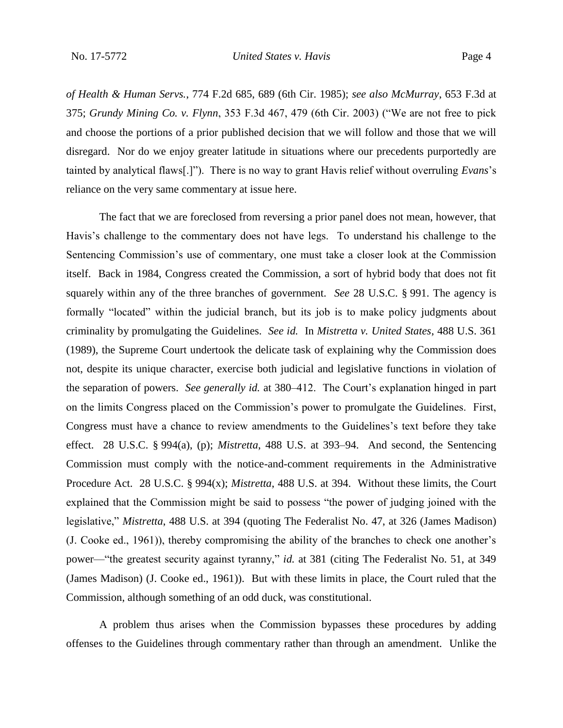*of Health & Human Servs.*, 774 F.2d 685, 689 (6th Cir. 1985); *see also McMurray*, 653 F.3d at 375; *Grundy Mining Co. v. Flynn*, 353 F.3d 467, 479 (6th Cir. 2003) ("We are not free to pick and choose the portions of a prior published decision that we will follow and those that we will disregard. Nor do we enjoy greater latitude in situations where our precedents purportedly are tainted by analytical flaws[.]"). There is no way to grant Havis relief without overruling *Evans*'s reliance on the very same commentary at issue here.

The fact that we are foreclosed from reversing a prior panel does not mean, however, that Havis's challenge to the commentary does not have legs. To understand his challenge to the Sentencing Commission's use of commentary, one must take a closer look at the Commission itself. Back in 1984, Congress created the Commission, a sort of hybrid body that does not fit squarely within any of the three branches of government. *See* 28 U.S.C. § 991. The agency is formally "located" within the judicial branch, but its job is to make policy judgments about criminality by promulgating the Guidelines. *See id.* In *Mistretta v. United States*, 488 U.S. 361 (1989), the Supreme Court undertook the delicate task of explaining why the Commission does not, despite its unique character, exercise both judicial and legislative functions in violation of the separation of powers. *See generally id.* at 380–412. The Court's explanation hinged in part on the limits Congress placed on the Commission's power to promulgate the Guidelines. First, Congress must have a chance to review amendments to the Guidelines's text before they take effect. 28 U.S.C. § 994(a), (p); *Mistretta*, 488 U.S. at 393–94. And second, the Sentencing Commission must comply with the notice-and-comment requirements in the Administrative Procedure Act. 28 U.S.C. § 994(x); *Mistretta*, 488 U.S. at 394. Without these limits, the Court explained that the Commission might be said to possess "the power of judging joined with the legislative," *Mistretta*, 488 U.S. at 394 (quoting The Federalist No. 47, at 326 (James Madison) (J. Cooke ed., 1961)), thereby compromising the ability of the branches to check one another's power—"the greatest security against tyranny," *id.* at 381 (citing The Federalist No. 51, at 349 (James Madison) (J. Cooke ed., 1961)). But with these limits in place, the Court ruled that the Commission, although something of an odd duck, was constitutional.

A problem thus arises when the Commission bypasses these procedures by adding offenses to the Guidelines through commentary rather than through an amendment. Unlike the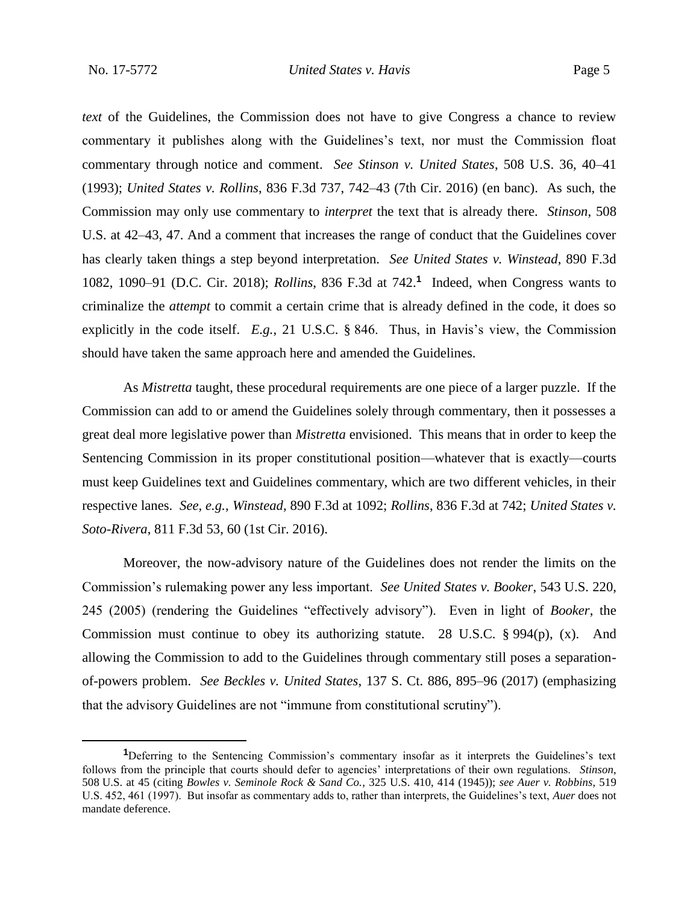*text* of the Guidelines, the Commission does not have to give Congress a chance to review commentary it publishes along with the Guidelines's text, nor must the Commission float commentary through notice and comment. *See Stinson v. United States*, 508 U.S. 36, 40–41 (1993); *United States v. Rollins*, 836 F.3d 737, 742–43 (7th Cir. 2016) (en banc). As such, the Commission may only use commentary to *interpret* the text that is already there. *Stinson*, 508 U.S. at 42–43, 47. And a comment that increases the range of conduct that the Guidelines cover has clearly taken things a step beyond interpretation. *See United States v. Winstead*, 890 F.3d 1082, 1090–91 (D.C. Cir. 2018); *Rollins*, 836 F.3d at 742.[1] Indeed, when Congress wants to criminalize the *attempt* to commit a certain crime that is already defined in the code, it does so explicitly in the code itself. *E.g.*, 21 U.S.C. § 846. Thus, in Havis's view, the Commission should have taken the same approach here and amended the Guidelines.

As *Mistretta* taught, these procedural requirements are one piece of a larger puzzle. If the Commission can add to or amend the Guidelines solely through commentary, then it possesses a great deal more legislative power than *Mistretta* envisioned. This means that in order to keep the Sentencing Commission in its proper constitutional position—whatever that is exactly—courts must keep Guidelines text and Guidelines commentary, which are two different vehicles, in their respective lanes. *See, e.g.*, *Winstead*, 890 F.3d at 1092; *Rollins*, 836 F.3d at 742; *United States v. Soto-Rivera*, 811 F.3d 53, 60 (1st Cir. 2016).

Moreover, the now-advisory nature of the Guidelines does not render the limits on the Commission's rulemaking power any less important. *See United States v. Booker*, 543 U.S. 220, 245 (2005) (rendering the Guidelines "effectively advisory"). Even in light of *Booker*, the Commission must continue to obey its authorizing statute. 28 U.S.C. § 994(p), (x). And allowing the Commission to add to the Guidelines through commentary still poses a separation-of-powers problem. *See Beckles v. United States*, 137 S. Ct. 886, 895–96 (2017) (emphasizing that the advisory Guidelines are not "immune from constitutional scrutiny").

---

[1]Deferring to the Sentencing Commission's commentary insofar as it interprets the Guidelines's text follows from the principle that courts should defer to agencies' interpretations of their own regulations. *Stinson*, 508 U.S. at 45 (citing *Bowles v. Seminole Rock & Sand Co.*, 325 U.S. 410, 414 (1945)); *see Auer v. Robbins*, 519 U.S. 452, 461 (1997). But insofar as commentary adds to, rather than interprets, the Guidelines's text, *Auer* does not mandate deference.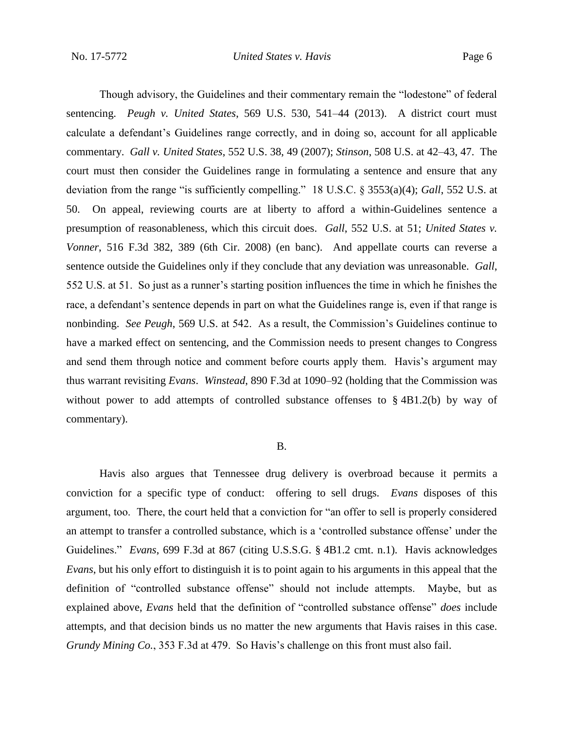Though advisory, the Guidelines and their commentary remain the "lodestone" of federal sentencing. *Peugh v. United States*, 569 U.S. 530, 541–44 (2013). A district court must calculate a defendant's Guidelines range correctly, and in doing so, account for all applicable commentary. *Gall v. United States*, 552 U.S. 38, 49 (2007); *Stinson*, 508 U.S. at 42–43, 47. The court must then consider the Guidelines range in formulating a sentence and ensure that any deviation from the range "is sufficiently compelling." 18 U.S.C. § 3553(a)(4); *Gall*, 552 U.S. at 50. On appeal, reviewing courts are at liberty to afford a within-Guidelines sentence a presumption of reasonableness, which this circuit does. *Gall*, 552 U.S. at 51; *United States v. Vonner*, 516 F.3d 382, 389 (6th Cir. 2008) (en banc). And appellate courts can reverse a sentence outside the Guidelines only if they conclude that any deviation was unreasonable. *Gall*, 552 U.S. at 51. So just as a runner's starting position influences the time in which he finishes the race, a defendant's sentence depends in part on what the Guidelines range is, even if that range is nonbinding. *See Peugh*, 569 U.S. at 542. As a result, the Commission's Guidelines continue to have a marked effect on sentencing, and the Commission needs to present changes to Congress and send them through notice and comment before courts apply them. Havis's argument may thus warrant revisiting *Evans*. *Winstead*, 890 F.3d at 1090–92 (holding that the Commission was without power to add attempts of controlled substance offenses to § 4B1.2(b) by way of commentary).

## B.

Havis also argues that Tennessee drug delivery is overbroad because it permits a conviction for a specific type of conduct: offering to sell drugs. *Evans* disposes of this argument, too. There, the court held that a conviction for "an offer to sell is properly considered an attempt to transfer a controlled substance, which is a 'controlled substance offense' under the Guidelines." *Evans*, 699 F.3d at 867 (citing U.S.S.G. § 4B1.2 cmt. n.1). Havis acknowledges *Evans*, but his only effort to distinguish it is to point again to his arguments in this appeal that the definition of "controlled substance offense" should not include attempts. Maybe, but as explained above, *Evans* held that the definition of "controlled substance offense" *does* include attempts, and that decision binds us no matter the new arguments that Havis raises in this case. *Grundy Mining Co.*, 353 F.3d at 479. So Havis's challenge on this front must also fail.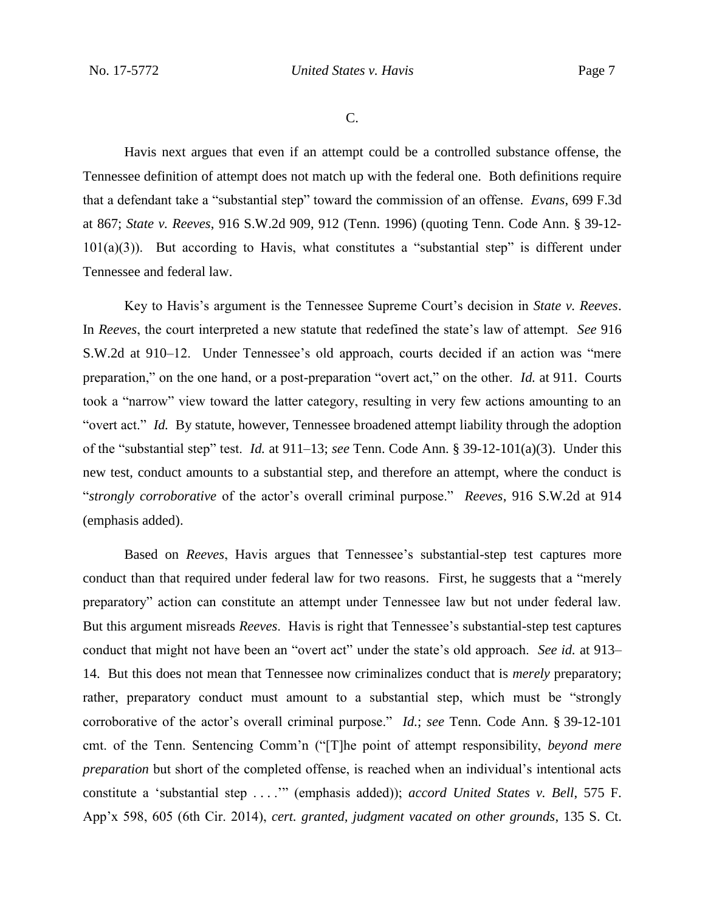C.

Havis next argues that even if an attempt could be a controlled substance offense, the Tennessee definition of attempt does not match up with the federal one. Both definitions require that a defendant take a "substantial step" toward the commission of an offense. *Evans*, 699 F.3d at 867; *State v. Reeves*, 916 S.W.2d 909, 912 (Tenn. 1996) (quoting Tenn. Code Ann. § 39-12-101(a)(3)). But according to Havis, what constitutes a "substantial step" is different under Tennessee and federal law.

Key to Havis's argument is the Tennessee Supreme Court's decision in *State v. Reeves*. In *Reeves*, the court interpreted a new statute that redefined the state's law of attempt. *See* 916 S.W.2d at 910–12. Under Tennessee's old approach, courts decided if an action was "mere preparation," on the one hand, or a post-preparation "overt act," on the other. *Id.* at 911. Courts took a "narrow" view toward the latter category, resulting in very few actions amounting to an "overt act." *Id.* By statute, however, Tennessee broadened attempt liability through the adoption of the "substantial step" test. *Id.* at 911–13; *see* Tenn. Code Ann. § 39-12-101(a)(3). Under this new test, conduct amounts to a substantial step, and therefore an attempt, where the conduct is "*strongly corroborative* of the actor's overall criminal purpose." *Reeves*, 916 S.W.2d at 914 (emphasis added).

Based on *Reeves*, Havis argues that Tennessee's substantial-step test captures more conduct than that required under federal law for two reasons. First, he suggests that a "merely preparatory" action can constitute an attempt under Tennessee law but not under federal law. But this argument misreads *Reeves*. Havis is right that Tennessee's substantial-step test captures conduct that might not have been an "overt act" under the state's old approach. *See id.* at 913–14. But this does not mean that Tennessee now criminalizes conduct that is *merely* preparatory; rather, preparatory conduct must amount to a substantial step, which must be "strongly corroborative of the actor's overall criminal purpose." *Id.*; *see* Tenn. Code Ann. § 39-12-101 cmt. of the Tenn. Sentencing Comm'n ("[T]he point of attempt responsibility, *beyond mere preparation* but short of the completed offense, is reached when an individual's intentional acts constitute a 'substantial step . . . .'" (emphasis added)); *accord United States v. Bell*, 575 F. App'x 598, 605 (6th Cir. 2014), *cert. granted, judgment vacated on other grounds*, 135 S. Ct.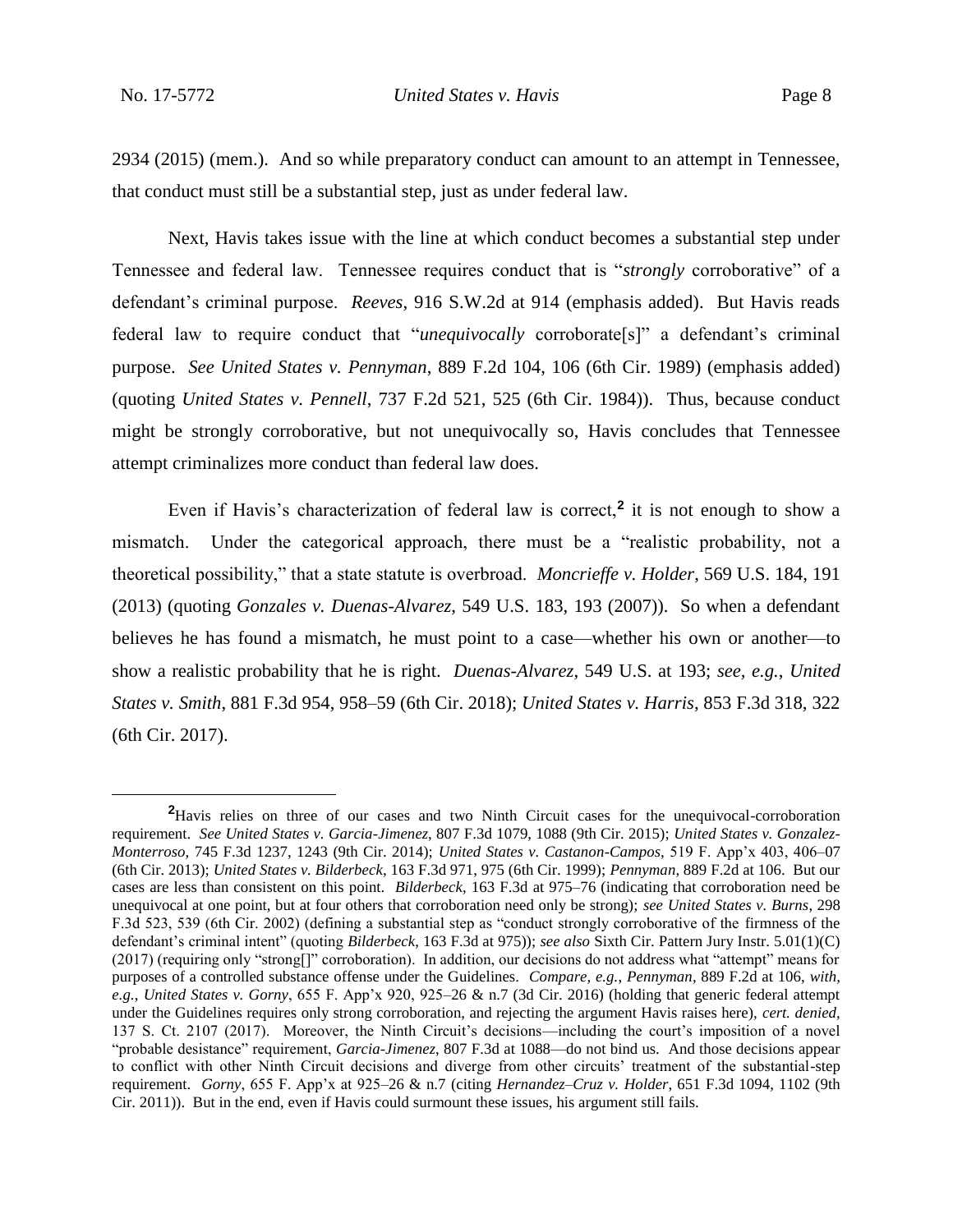2934 (2015) (mem.). And so while preparatory conduct can amount to an attempt in Tennessee, that conduct must still be a substantial step, just as under federal law.

Next, Havis takes issue with the line at which conduct becomes a substantial step under Tennessee and federal law. Tennessee requires conduct that is "*strongly* corroborative" of a defendant's criminal purpose. *Reeves*, 916 S.W.2d at 914 (emphasis added). But Havis reads federal law to require conduct that "*unequivocally* corroborate[s]" a defendant's criminal purpose. *See United States v. Pennyman*, 889 F.2d 104, 106 (6th Cir. 1989) (emphasis added) (quoting *United States v. Pennell*, 737 F.2d 521, 525 (6th Cir. 1984)). Thus, because conduct might be strongly corroborative, but not unequivocally so, Havis concludes that Tennessee attempt criminalizes more conduct than federal law does.

Even if Havis's characterization of federal law is correct,[2] it is not enough to show a mismatch. Under the categorical approach, there must be a "realistic probability, not a theoretical possibility," that a state statute is overbroad. *Moncrieffe v. Holder*, 569 U.S. 184, 191 (2013) (quoting *Gonzales v. Duenas-Alvarez*, 549 U.S. 183, 193 (2007)). So when a defendant believes he has found a mismatch, he must point to a case—whether his own or another—to show a realistic probability that he is right. *Duenas-Alvarez*, 549 U.S. at 193; *see, e.g.*, *United States v. Smith*, 881 F.3d 954, 958–59 (6th Cir. 2018); *United States v. Harris*, 853 F.3d 318, 322 (6th Cir. 2017).

---

[2] Havis relies on three of our cases and two Ninth Circuit cases for the unequivocal-corroboration requirement. *See United States v. Garcia-Jimenez*, 807 F.3d 1079, 1088 (9th Cir. 2015); *United States v. Gonzalez-Monterroso*, 745 F.3d 1237, 1243 (9th Cir. 2014); *United States v. Castanon-Campos*, 519 F. App'x 403, 406–07 (6th Cir. 2013); *United States v. Bilderbeck*, 163 F.3d 971, 975 (6th Cir. 1999); *Pennyman*, 889 F.2d at 106. But our cases are less than consistent on this point. *Bilderbeck*, 163 F.3d at 975–76 (indicating that corroboration need be unequivocal at one point, but at four others that corroboration need only be strong); *see United States v. Burns*, 298 F.3d 523, 539 (6th Cir. 2002) (defining a substantial step as "conduct strongly corroborative of the firmness of the defendant's criminal intent" (quoting *Bilderbeck*, 163 F.3d at 975)); *see also* Sixth Cir. Pattern Jury Instr. 5.01(1)(C) (2017) (requiring only "strong[]" corroboration). In addition, our decisions do not address what "attempt" means for purposes of a controlled substance offense under the Guidelines. *Compare, e.g.*, *Pennyman*, 889 F.2d at 106, *with, e.g.*, *United States v. Gorny*, 655 F. App'x 920, 925–26 & n.7 (3d Cir. 2016) (holding that generic federal attempt under the Guidelines requires only strong corroboration, and rejecting the argument Havis raises here), *cert. denied*, 137 S. Ct. 2107 (2017). Moreover, the Ninth Circuit's decisions—including the court's imposition of a novel "probable desistance" requirement, *Garcia-Jimenez*, 807 F.3d at 1088—do not bind us. And those decisions appear to conflict with other Ninth Circuit decisions and diverge from other circuits' treatment of the substantial-step requirement. *Gorny*, 655 F. App'x at 925–26 & n.7 (citing *Hernandez–Cruz v. Holder*, 651 F.3d 1094, 1102 (9th Cir. 2011)). But in the end, even if Havis could surmount these issues, his argument still fails.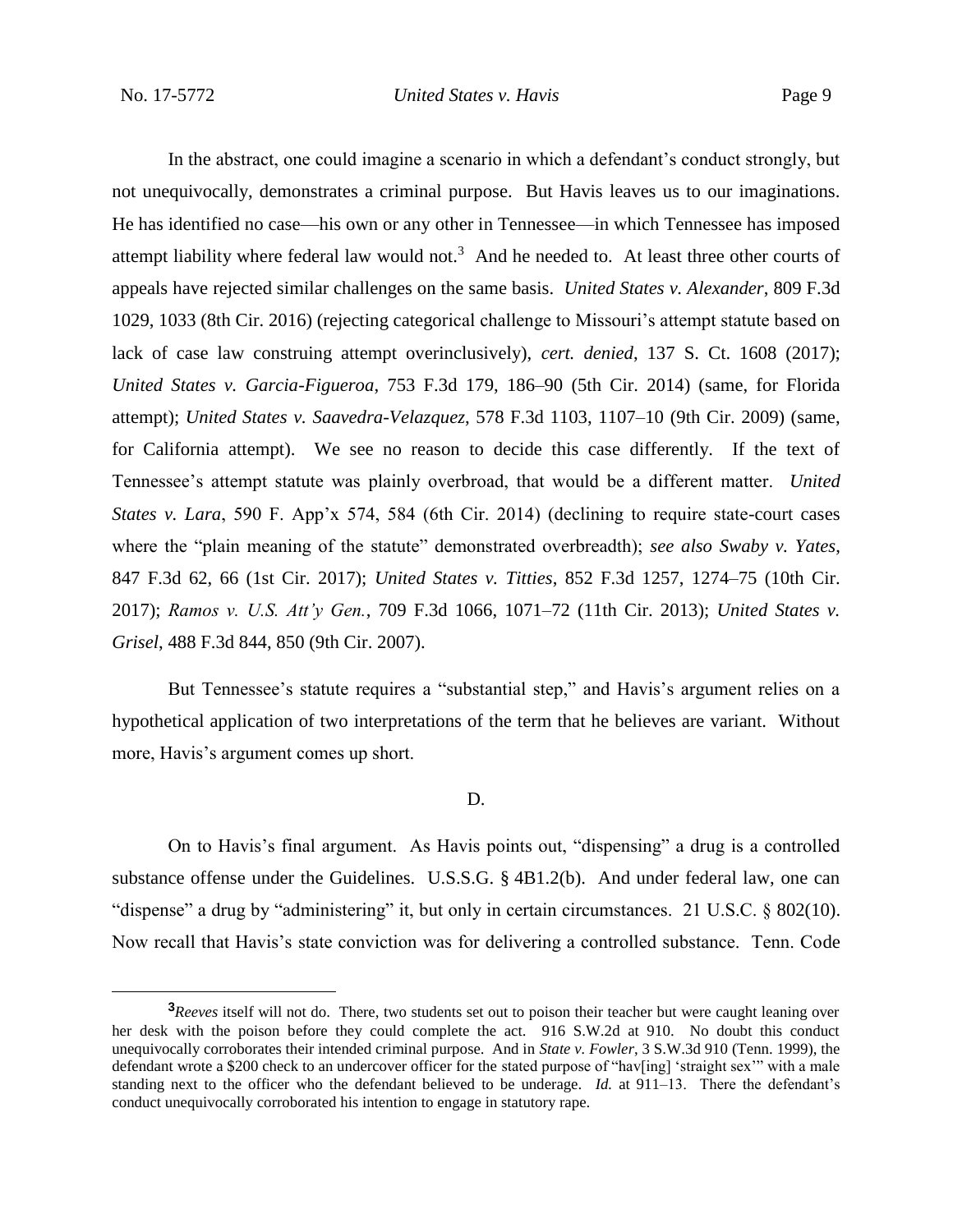In the abstract, one could imagine a scenario in which a defendant's conduct strongly, but not unequivocally, demonstrates a criminal purpose. But Havis leaves us to our imaginations. He has identified no case—his own or any other in Tennessee—in which Tennessee has imposed attempt liability where federal law would not.[3] And he needed to. At least three other courts of appeals have rejected similar challenges on the same basis. *United States v. Alexander*, 809 F.3d 1029, 1033 (8th Cir. 2016) (rejecting categorical challenge to Missouri's attempt statute based on lack of case law construing attempt overinclusively), *cert. denied*, 137 S. Ct. 1608 (2017); *United States v. Garcia-Figueroa*, 753 F.3d 179, 186–90 (5th Cir. 2014) (same, for Florida attempt); *United States v. Saavedra-Velazquez*, 578 F.3d 1103, 1107–10 (9th Cir. 2009) (same, for California attempt). We see no reason to decide this case differently. If the text of Tennessee's attempt statute was plainly overbroad, that would be a different matter. *United States v. Lara*, 590 F. App'x 574, 584 (6th Cir. 2014) (declining to require state-court cases where the "plain meaning of the statute" demonstrated overbreadth); *see also Swaby v. Yates*, 847 F.3d 62, 66 (1st Cir. 2017); *United States v. Titties*, 852 F.3d 1257, 1274–75 (10th Cir. 2017); *Ramos v. U.S. Att'y Gen.*, 709 F.3d 1066, 1071–72 (11th Cir. 2013); *United States v. Grisel*, 488 F.3d 844, 850 (9th Cir. 2007).

But Tennessee's statute requires a "substantial step," and Havis's argument relies on a hypothetical application of two interpretations of the term that he believes are variant. Without more, Havis's argument comes up short.

### D.

On to Havis's final argument. As Havis points out, "dispensing" a drug is a controlled substance offense under the Guidelines. U.S.S.G. § 4B1.2(b). And under federal law, one can "dispense" a drug by "administering" it, but only in certain circumstances. 21 U.S.C. § 802(10). Now recall that Havis's state conviction was for delivering a controlled substance. Tenn. Code

---

[3] *Reeves* itself will not do. There, two students set out to poison their teacher but were caught leaning over her desk with the poison before they could complete the act. 916 S.W.2d at 910. No doubt this conduct unequivocally corroborates their intended criminal purpose. And in *State v. Fowler*, 3 S.W.3d 910 (Tenn. 1999), the defendant wrote a $200 check to an undercover officer for the stated purpose of "hav[ing] 'straight sex'" with a male standing next to the officer who the defendant believed to be underage. *Id.* at 911–13. There the defendant's conduct unequivocally corroborated his intention to engage in statutory rape.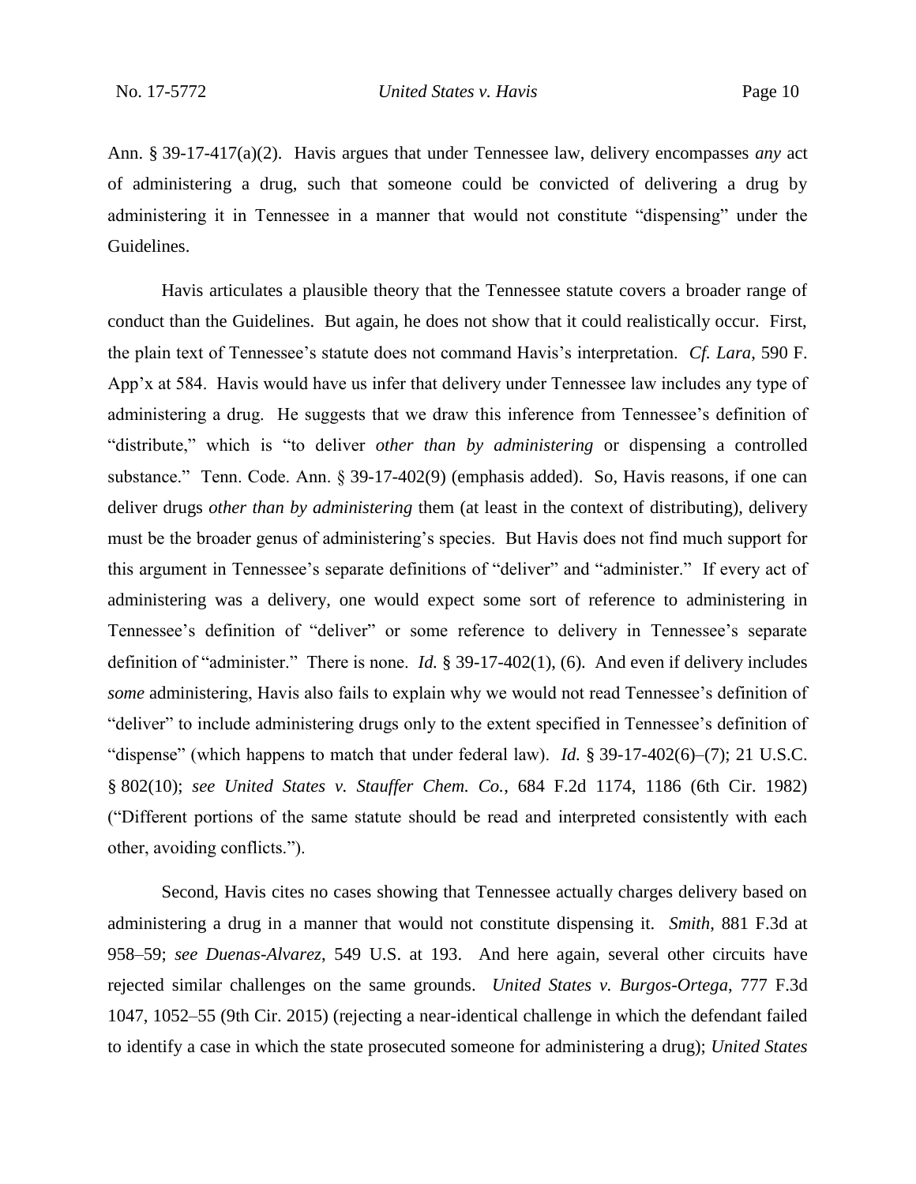Ann. § 39-17-417(a)(2). Havis argues that under Tennessee law, delivery encompasses *any* act of administering a drug, such that someone could be convicted of delivering a drug by administering it in Tennessee in a manner that would not constitute "dispensing" under the Guidelines.

Havis articulates a plausible theory that the Tennessee statute covers a broader range of conduct than the Guidelines. But again, he does not show that it could realistically occur. First, the plain text of Tennessee's statute does not command Havis's interpretation. *Cf. Lara*, 590 F. App'x at 584. Havis would have us infer that delivery under Tennessee law includes any type of administering a drug. He suggests that we draw this inference from Tennessee's definition of "distribute," which is "to deliver *other than by administering* or dispensing a controlled substance." Tenn. Code. Ann. § 39-17-402(9) (emphasis added). So, Havis reasons, if one can deliver drugs *other than by administering* them (at least in the context of distributing), delivery must be the broader genus of administering's species. But Havis does not find much support for this argument in Tennessee's separate definitions of "deliver" and "administer." If every act of administering was a delivery, one would expect some sort of reference to administering in Tennessee's definition of "deliver" or some reference to delivery in Tennessee's separate definition of "administer." There is none. *Id.* § 39-17-402(1), (6). And even if delivery includes *some* administering, Havis also fails to explain why we would not read Tennessee's definition of "deliver" to include administering drugs only to the extent specified in Tennessee's definition of "dispense" (which happens to match that under federal law). *Id.* § 39-17-402(6)–(7); 21 U.S.C. § 802(10); *see United States v. Stauffer Chem. Co.*, 684 F.2d 1174, 1186 (6th Cir. 1982) ("Different portions of the same statute should be read and interpreted consistently with each other, avoiding conflicts.").

Second, Havis cites no cases showing that Tennessee actually charges delivery based on administering a drug in a manner that would not constitute dispensing it. *Smith*, 881 F.3d at 958–59; *see Duenas-Alvarez*, 549 U.S. at 193. And here again, several other circuits have rejected similar challenges on the same grounds. *United States v. Burgos-Ortega*, 777 F.3d 1047, 1052–55 (9th Cir. 2015) (rejecting a near-identical challenge in which the defendant failed to identify a case in which the state prosecuted someone for administering a drug); *United States*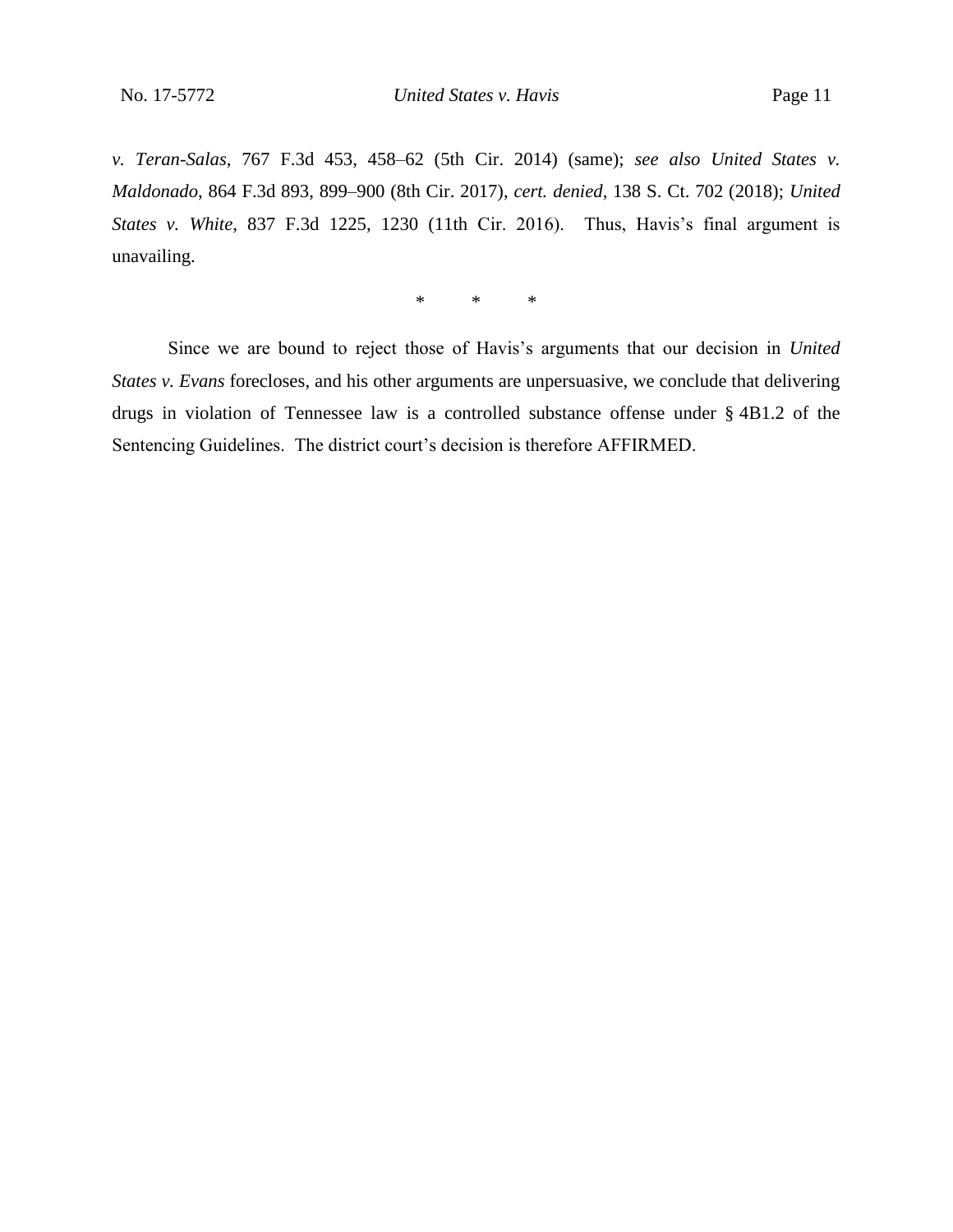*v. Teran-Salas*, 767 F.3d 453, 458–62 (5th Cir. 2014) (same); *see also United States v. Maldonado*, 864 F.3d 893, 899–900 (8th Cir. 2017), *cert. denied*, 138 S. Ct. 702 (2018); *United States v. White*, 837 F.3d 1225, 1230 (11th Cir. 2016). Thus, Havis's final argument is unavailing.

\*     \*     \*

Since we are bound to reject those of Havis's arguments that our decision in *United States v. Evans* forecloses, and his other arguments are unpersuasive, we conclude that delivering drugs in violation of Tennessee law is a controlled substance offense under § 4B1.2 of the Sentencing Guidelines. The district court's decision is therefore AFFIRMED.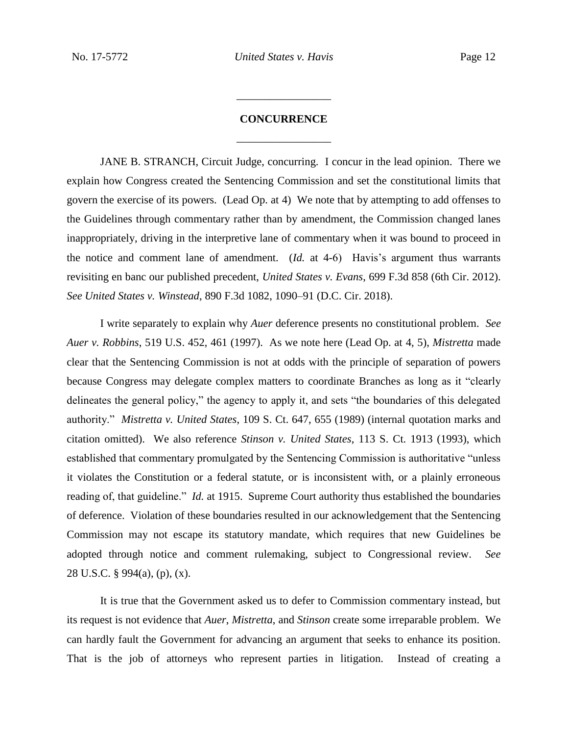---

**CONCURRENCE**

---

JANE B. STRANCH, Circuit Judge, concurring. I concur in the lead opinion. There we explain how Congress created the Sentencing Commission and set the constitutional limits that govern the exercise of its powers. (Lead Op. at 4) We note that by attempting to add offenses to the Guidelines through commentary rather than by amendment, the Commission changed lanes inappropriately, driving in the interpretive lane of commentary when it was bound to proceed in the notice and comment lane of amendment. (*Id.* at 4-6) Havis's argument thus warrants revisiting en banc our published precedent, *United States v. Evans*, 699 F.3d 858 (6th Cir. 2012). *See United States v. Winstead*, 890 F.3d 1082, 1090–91 (D.C. Cir. 2018).

I write separately to explain why *Auer* deference presents no constitutional problem. *See Auer v. Robbins*, 519 U.S. 452, 461 (1997). As we note here (Lead Op. at 4, 5), *Mistretta* made clear that the Sentencing Commission is not at odds with the principle of separation of powers because Congress may delegate complex matters to coordinate Branches as long as it "clearly delineates the general policy," the agency to apply it, and sets "the boundaries of this delegated authority." *Mistretta v. United States*, 109 S. Ct. 647, 655 (1989) (internal quotation marks and citation omitted). We also reference *Stinson v. United States*, 113 S. Ct. 1913 (1993), which established that commentary promulgated by the Sentencing Commission is authoritative "unless it violates the Constitution or a federal statute, or is inconsistent with, or a plainly erroneous reading of, that guideline." *Id.* at 1915. Supreme Court authority thus established the boundaries of deference. Violation of these boundaries resulted in our acknowledgement that the Sentencing Commission may not escape its statutory mandate, which requires that new Guidelines be adopted through notice and comment rulemaking, subject to Congressional review. *See* 28 U.S.C. § 994(a), (p), (x).

It is true that the Government asked us to defer to Commission commentary instead, but its request is not evidence that *Auer*, *Mistretta*, and *Stinson* create some irreparable problem. We can hardly fault the Government for advancing an argument that seeks to enhance its position. That is the job of attorneys who represent parties in litigation. Instead of creating a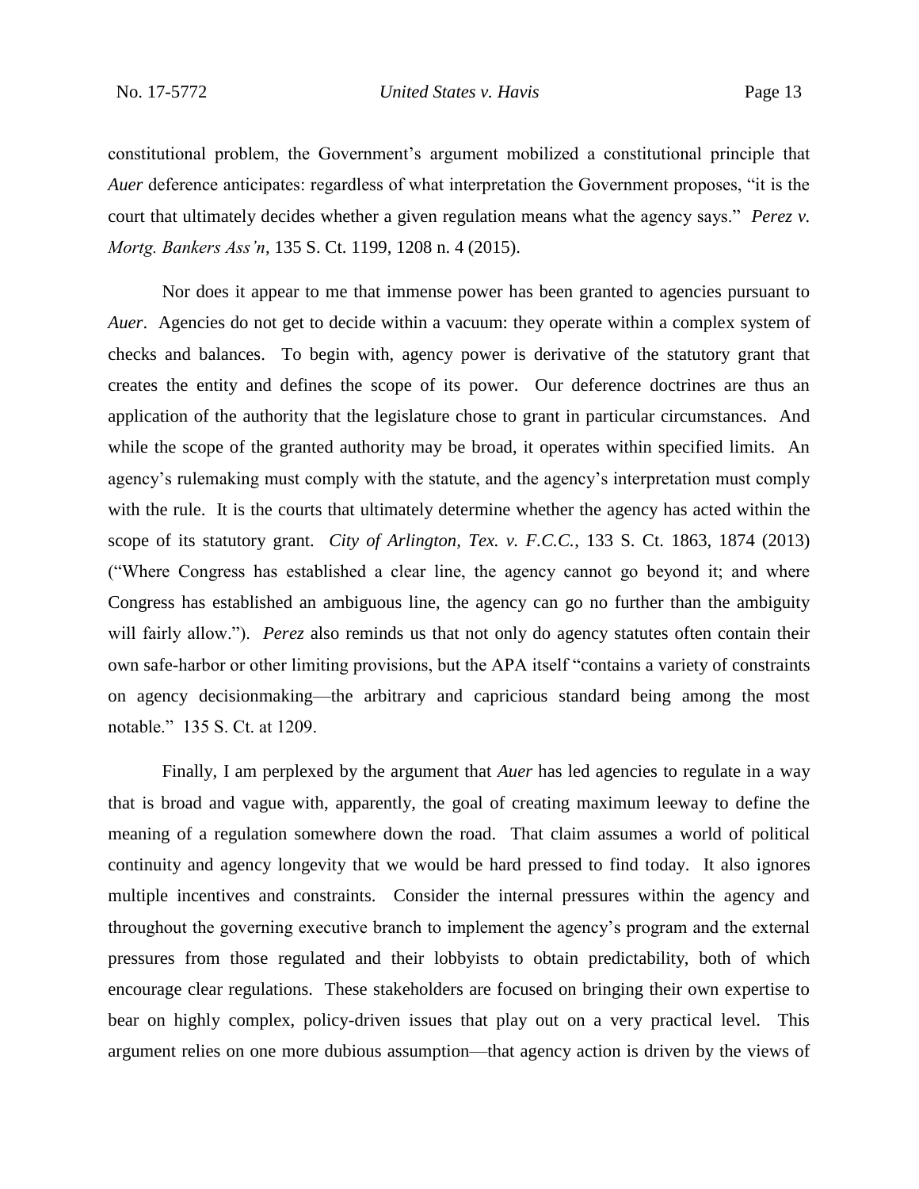constitutional problem, the Government's argument mobilized a constitutional principle that *Auer* deference anticipates: regardless of what interpretation the Government proposes, "it is the court that ultimately decides whether a given regulation means what the agency says." *Perez v. Mortg. Bankers Ass'n*, 135 S. Ct. 1199, 1208 n. 4 (2015).

Nor does it appear to me that immense power has been granted to agencies pursuant to *Auer*. Agencies do not get to decide within a vacuum: they operate within a complex system of checks and balances. To begin with, agency power is derivative of the statutory grant that creates the entity and defines the scope of its power. Our deference doctrines are thus an application of the authority that the legislature chose to grant in particular circumstances. And while the scope of the granted authority may be broad, it operates within specified limits. An agency's rulemaking must comply with the statute, and the agency's interpretation must comply with the rule. It is the courts that ultimately determine whether the agency has acted within the scope of its statutory grant. *City of Arlington, Tex. v. F.C.C.*, 133 S. Ct. 1863, 1874 (2013) ("Where Congress has established a clear line, the agency cannot go beyond it; and where Congress has established an ambiguous line, the agency can go no further than the ambiguity will fairly allow."). *Perez* also reminds us that not only do agency statutes often contain their own safe-harbor or other limiting provisions, but the APA itself "contains a variety of constraints on agency decisionmaking—the arbitrary and capricious standard being among the most notable." 135 S. Ct. at 1209.

Finally, I am perplexed by the argument that *Auer* has led agencies to regulate in a way that is broad and vague with, apparently, the goal of creating maximum leeway to define the meaning of a regulation somewhere down the road. That claim assumes a world of political continuity and agency longevity that we would be hard pressed to find today. It also ignores multiple incentives and constraints. Consider the internal pressures within the agency and throughout the governing executive branch to implement the agency's program and the external pressures from those regulated and their lobbyists to obtain predictability, both of which encourage clear regulations. These stakeholders are focused on bringing their own expertise to bear on highly complex, policy-driven issues that play out on a very practical level. This argument relies on one more dubious assumption—that agency action is driven by the views of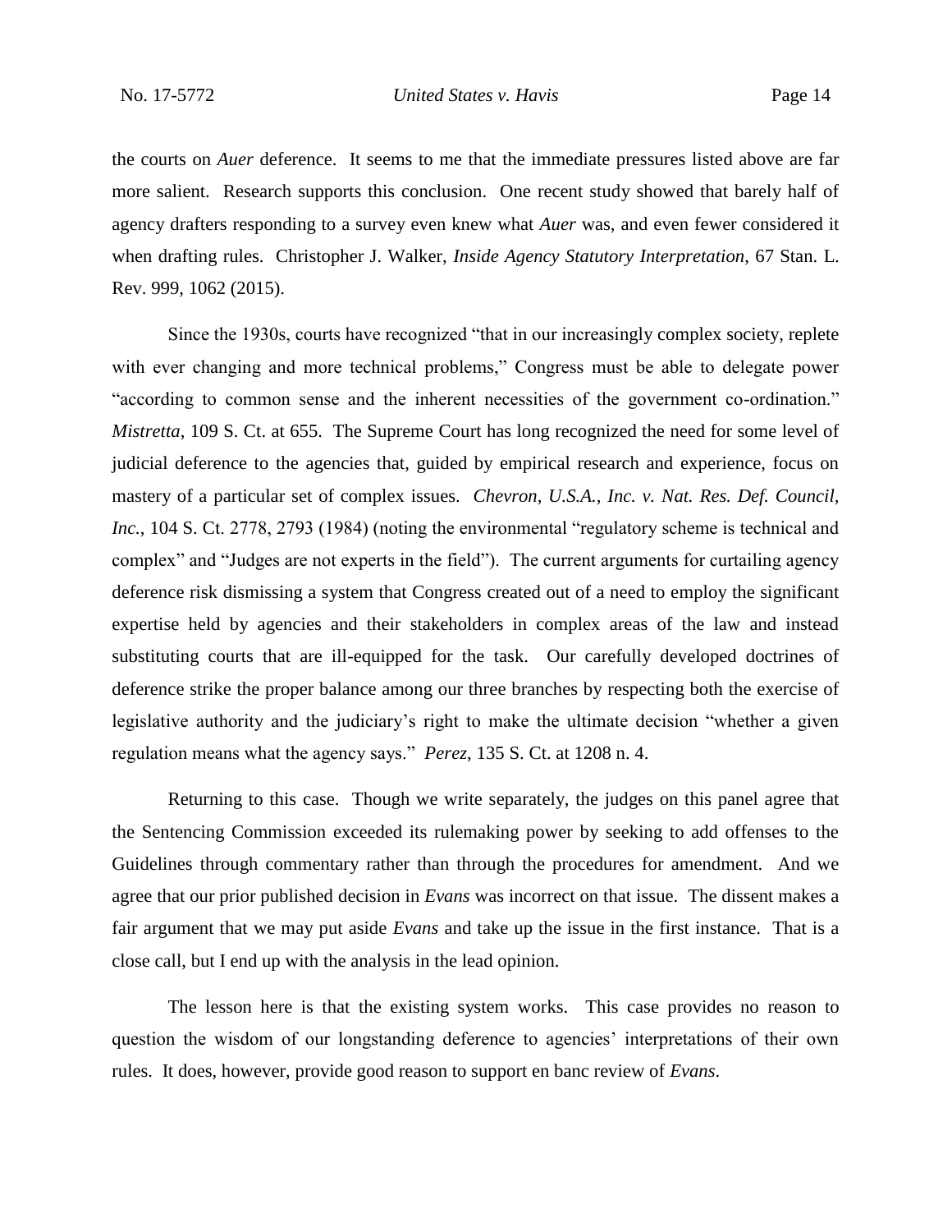the courts on *Auer* deference. It seems to me that the immediate pressures listed above are far more salient. Research supports this conclusion. One recent study showed that barely half of agency drafters responding to a survey even knew what *Auer* was, and even fewer considered it when drafting rules. Christopher J. Walker, *Inside Agency Statutory Interpretation*, 67 Stan. L. Rev. 999, 1062 (2015).

Since the 1930s, courts have recognized "that in our increasingly complex society, replete with ever changing and more technical problems," Congress must be able to delegate power "according to common sense and the inherent necessities of the government co-ordination." *Mistretta*, 109 S. Ct. at 655. The Supreme Court has long recognized the need for some level of judicial deference to the agencies that, guided by empirical research and experience, focus on mastery of a particular set of complex issues. *Chevron, U.S.A., Inc. v. Nat. Res. Def. Council, Inc.*, 104 S. Ct. 2778, 2793 (1984) (noting the environmental "regulatory scheme is technical and complex" and "Judges are not experts in the field"). The current arguments for curtailing agency deference risk dismissing a system that Congress created out of a need to employ the significant expertise held by agencies and their stakeholders in complex areas of the law and instead substituting courts that are ill-equipped for the task. Our carefully developed doctrines of deference strike the proper balance among our three branches by respecting both the exercise of legislative authority and the judiciary's right to make the ultimate decision "whether a given regulation means what the agency says." *Perez*, 135 S. Ct. at 1208 n. 4.

Returning to this case. Though we write separately, the judges on this panel agree that the Sentencing Commission exceeded its rulemaking power by seeking to add offenses to the Guidelines through commentary rather than through the procedures for amendment. And we agree that our prior published decision in *Evans* was incorrect on that issue. The dissent makes a fair argument that we may put aside *Evans* and take up the issue in the first instance. That is a close call, but I end up with the analysis in the lead opinion.

The lesson here is that the existing system works. This case provides no reason to question the wisdom of our longstanding deference to agencies' interpretations of their own rules. It does, however, provide good reason to support en banc review of *Evans*.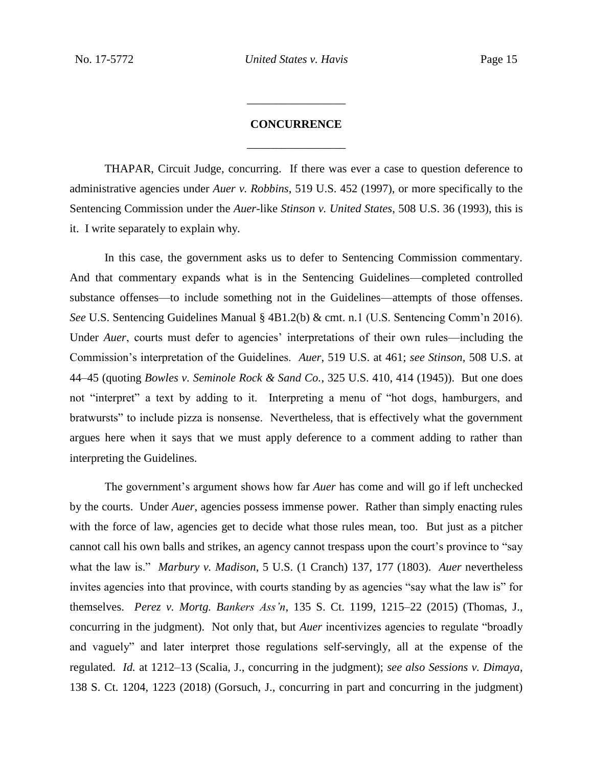## CONCURRENCE

THAPAR, Circuit Judge, concurring. If there was ever a case to question deference to administrative agencies under *Auer v. Robbins*, 519 U.S. 452 (1997), or more specifically to the Sentencing Commission under the *Auer*-like *Stinson v. United States*, 508 U.S. 36 (1993), this is it. I write separately to explain why.

In this case, the government asks us to defer to Sentencing Commission commentary. And that commentary expands what is in the Sentencing Guidelines—completed controlled substance offenses—to include something not in the Guidelines—attempts of those offenses. *See* U.S. Sentencing Guidelines Manual § 4B1.2(b) & cmt. n.1 (U.S. Sentencing Comm'n 2016). Under *Auer*, courts must defer to agencies' interpretations of their own rules—including the Commission's interpretation of the Guidelines. *Auer*, 519 U.S. at 461; *see Stinson*, 508 U.S. at 44–45 (quoting *Bowles v. Seminole Rock & Sand Co.*, 325 U.S. 410, 414 (1945)). But one does not "interpret" a text by adding to it. Interpreting a menu of "hot dogs, hamburgers, and bratwursts" to include pizza is nonsense. Nevertheless, that is effectively what the government argues here when it says that we must apply deference to a comment adding to rather than interpreting the Guidelines.

The government's argument shows how far *Auer* has come and will go if left unchecked by the courts. Under *Auer*, agencies possess immense power. Rather than simply enacting rules with the force of law, agencies get to decide what those rules mean, too. But just as a pitcher cannot call his own balls and strikes, an agency cannot trespass upon the court's province to "say what the law is." *Marbury v. Madison*, 5 U.S. (1 Cranch) 137, 177 (1803). *Auer* nevertheless invites agencies into that province, with courts standing by as agencies "say what the law is" for themselves. *Perez v. Mortg. Bankers Ass'n*, 135 S. Ct. 1199, 1215–22 (2015) (Thomas, J., concurring in the judgment). Not only that, but *Auer* incentivizes agencies to regulate "broadly and vaguely" and later interpret those regulations self-servingly, all at the expense of the regulated. *Id.* at 1212–13 (Scalia, J., concurring in the judgment); *see also Sessions v. Dimaya*, 138 S. Ct. 1204, 1223 (2018) (Gorsuch, J., concurring in part and concurring in the judgment)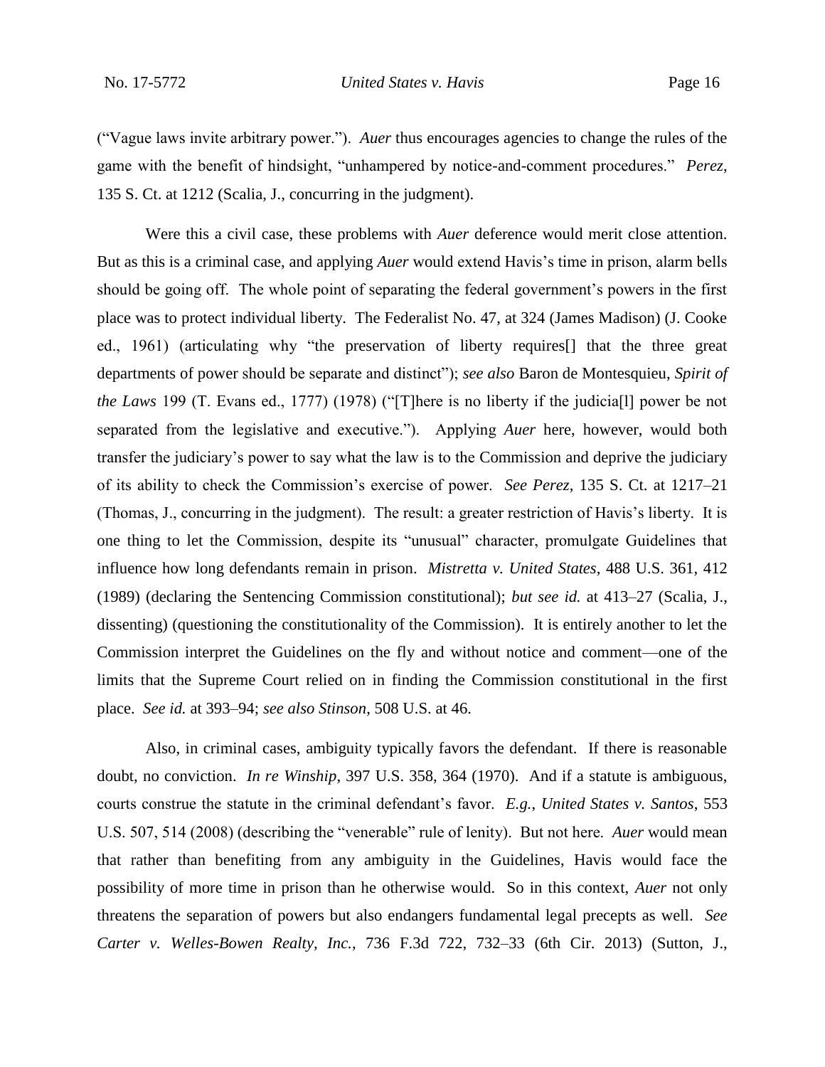("Vague laws invite arbitrary power."). *Auer* thus encourages agencies to change the rules of the game with the benefit of hindsight, "unhampered by notice-and-comment procedures." *Perez*, 135 S. Ct. at 1212 (Scalia, J., concurring in the judgment).

Were this a civil case, these problems with *Auer* deference would merit close attention. But as this is a criminal case, and applying *Auer* would extend Havis's time in prison, alarm bells should be going off. The whole point of separating the federal government's powers in the first place was to protect individual liberty. The Federalist No. 47, at 324 (James Madison) (J. Cooke ed., 1961) (articulating why "the preservation of liberty requires[] that the three great departments of power should be separate and distinct"); *see also* Baron de Montesquieu, *Spirit of the Laws* 199 (T. Evans ed., 1777) (1978) ("[T]here is no liberty if the judicia[l] power be not separated from the legislative and executive."). Applying *Auer* here, however, would both transfer the judiciary's power to say what the law is to the Commission and deprive the judiciary of its ability to check the Commission's exercise of power. *See Perez*, 135 S. Ct. at 1217–21 (Thomas, J., concurring in the judgment). The result: a greater restriction of Havis's liberty. It is one thing to let the Commission, despite its "unusual" character, promulgate Guidelines that influence how long defendants remain in prison. *Mistretta v. United States*, 488 U.S. 361, 412 (1989) (declaring the Sentencing Commission constitutional); *but see id.* at 413–27 (Scalia, J., dissenting) (questioning the constitutionality of the Commission). It is entirely another to let the Commission interpret the Guidelines on the fly and without notice and comment—one of the limits that the Supreme Court relied on in finding the Commission constitutional in the first place. *See id.* at 393–94; *see also Stinson*, 508 U.S. at 46.

Also, in criminal cases, ambiguity typically favors the defendant. If there is reasonable doubt, no conviction. *In re Winship*, 397 U.S. 358, 364 (1970). And if a statute is ambiguous, courts construe the statute in the criminal defendant's favor. *E.g.*, *United States v. Santos*, 553 U.S. 507, 514 (2008) (describing the "venerable" rule of lenity). But not here. *Auer* would mean that rather than benefiting from any ambiguity in the Guidelines, Havis would face the possibility of more time in prison than he otherwise would. So in this context, *Auer* not only threatens the separation of powers but also endangers fundamental legal precepts as well. *See Carter v. Welles-Bowen Realty, Inc.*, 736 F.3d 722, 732–33 (6th Cir. 2013) (Sutton, J.,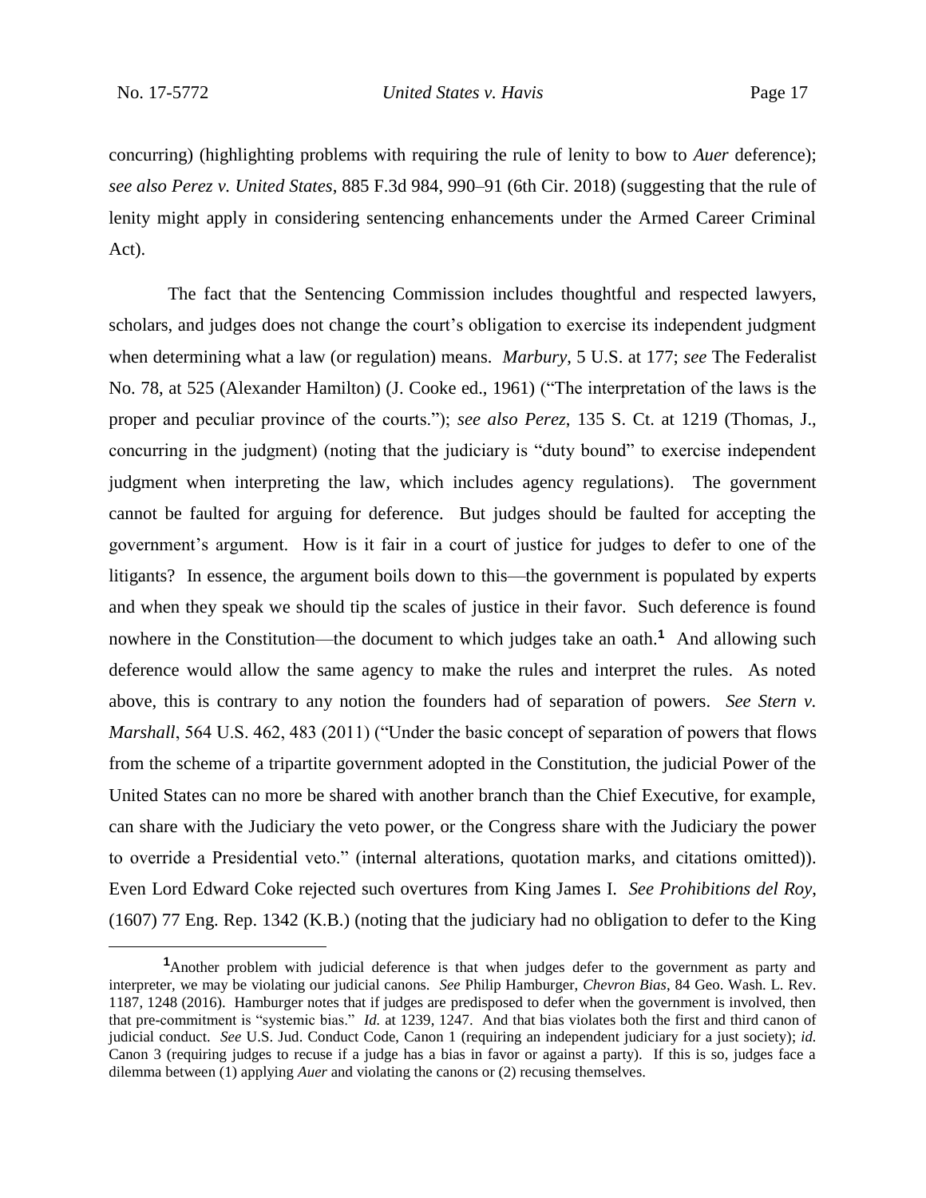concurring) (highlighting problems with requiring the rule of lenity to bow to *Auer* deference); *see also Perez v. United States*, 885 F.3d 984, 990–91 (6th Cir. 2018) (suggesting that the rule of lenity might apply in considering sentencing enhancements under the Armed Career Criminal Act).

The fact that the Sentencing Commission includes thoughtful and respected lawyers, scholars, and judges does not change the court's obligation to exercise its independent judgment when determining what a law (or regulation) means. *Marbury*, 5 U.S. at 177; *see* The Federalist No. 78, at 525 (Alexander Hamilton) (J. Cooke ed., 1961) ("The interpretation of the laws is the proper and peculiar province of the courts."); *see also Perez*, 135 S. Ct. at 1219 (Thomas, J., concurring in the judgment) (noting that the judiciary is "duty bound" to exercise independent judgment when interpreting the law, which includes agency regulations). The government cannot be faulted for arguing for deference. But judges should be faulted for accepting the government's argument. How is it fair in a court of justice for judges to defer to one of the litigants? In essence, the argument boils down to this—the government is populated by experts and when they speak we should tip the scales of justice in their favor. Such deference is found nowhere in the Constitution—the document to which judges take an oath.[1] And allowing such deference would allow the same agency to make the rules and interpret the rules. As noted above, this is contrary to any notion the founders had of separation of powers. *See Stern v. Marshall*, 564 U.S. 462, 483 (2011) ("Under the basic concept of separation of powers that flows from the scheme of a tripartite government adopted in the Constitution, the judicial Power of the United States can no more be shared with another branch than the Chief Executive, for example, can share with the Judiciary the veto power, or the Congress share with the Judiciary the power to override a Presidential veto." (internal alterations, quotation marks, and citations omitted)). Even Lord Edward Coke rejected such overtures from King James I. *See Prohibitions del Roy*, (1607) 77 Eng. Rep. 1342 (K.B.) (noting that the judiciary had no obligation to defer to the King

[1] Another problem with judicial deference is that when judges defer to the government as party and interpreter, we may be violating our judicial canons. *See* Philip Hamburger, *Chevron Bias*, 84 Geo. Wash. L. Rev. 1187, 1248 (2016). Hamburger notes that if judges are predisposed to defer when the government is involved, then that pre-commitment is "systemic bias." *Id.* at 1239, 1247. And that bias violates both the first and third canon of judicial conduct. *See* U.S. Jud. Conduct Code, Canon 1 (requiring an independent judiciary for a just society); *id.* Canon 3 (requiring judges to recuse if a judge has a bias in favor or against a party). If this is so, judges face a dilemma between (1) applying *Auer* and violating the canons or (2) recusing themselves.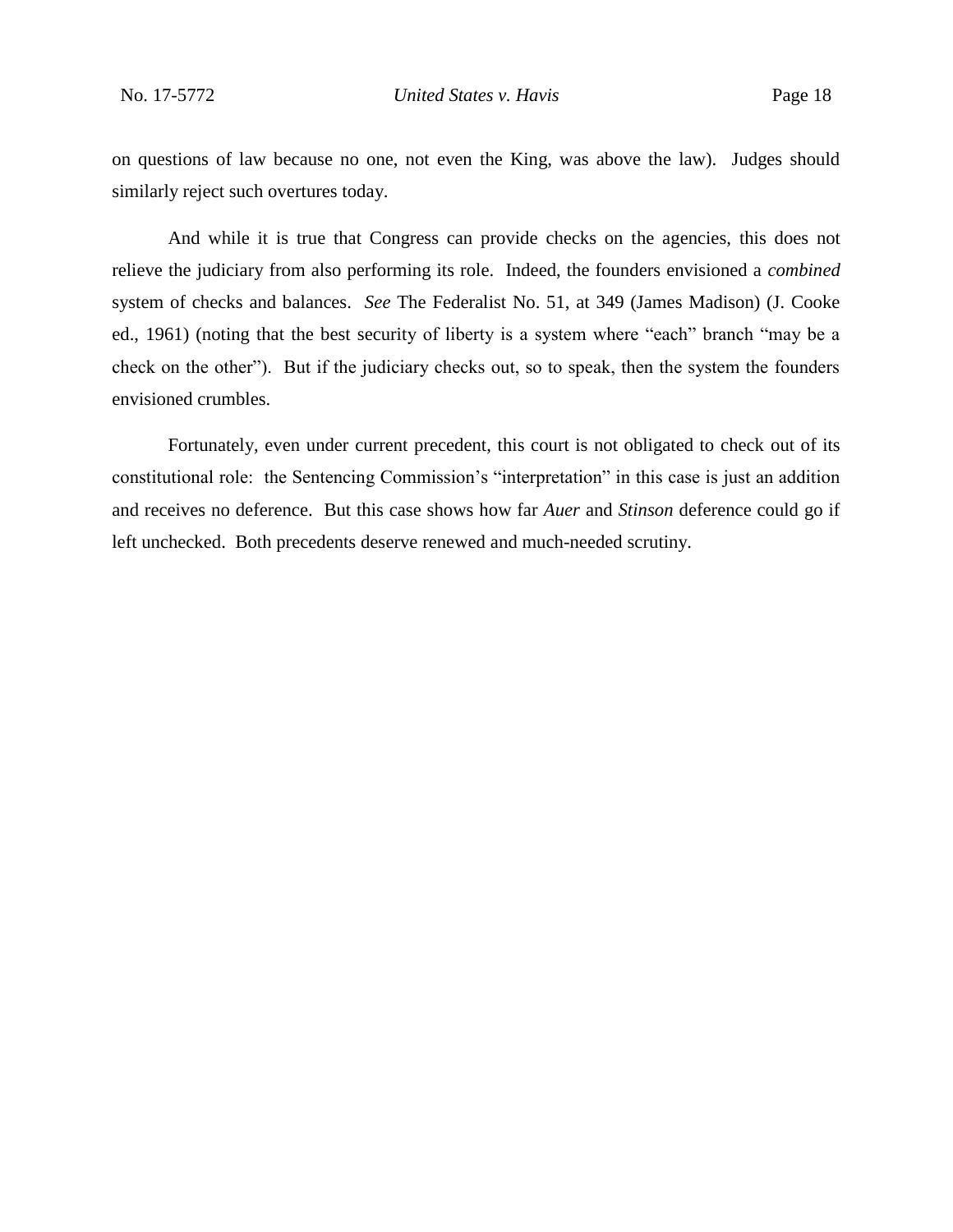on questions of law because no one, not even the King, was above the law). Judges should similarly reject such overtures today.

And while it is true that Congress can provide checks on the agencies, this does not relieve the judiciary from also performing its role. Indeed, the founders envisioned a *combined* system of checks and balances. *See* The Federalist No. 51, at 349 (James Madison) (J. Cooke ed., 1961) (noting that the best security of liberty is a system where "each" branch "may be a check on the other"). But if the judiciary checks out, so to speak, then the system the founders envisioned crumbles.

Fortunately, even under current precedent, this court is not obligated to check out of its constitutional role: the Sentencing Commission's "interpretation" in this case is just an addition and receives no deference. But this case shows how far *Auer* and *Stinson* deference could go if left unchecked. Both precedents deserve renewed and much-needed scrutiny.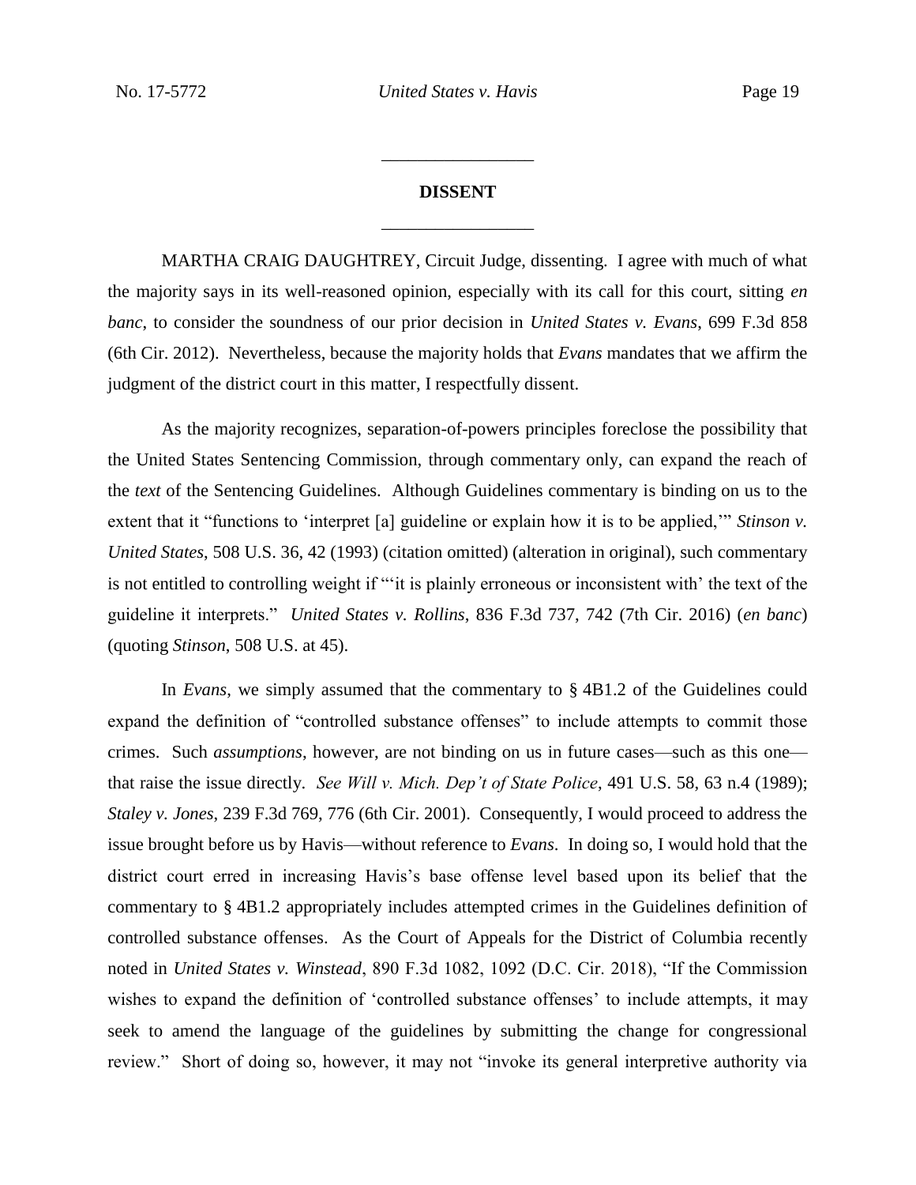## DISSENT

MARTHA CRAIG DAUGHTREY, Circuit Judge, dissenting. I agree with much of what the majority says in its well-reasoned opinion, especially with its call for this court, sitting *en banc*, to consider the soundness of our prior decision in *United States v. Evans*, 699 F.3d 858 (6th Cir. 2012). Nevertheless, because the majority holds that *Evans* mandates that we affirm the judgment of the district court in this matter, I respectfully dissent.

As the majority recognizes, separation-of-powers principles foreclose the possibility that the United States Sentencing Commission, through commentary only, can expand the reach of the *text* of the Sentencing Guidelines. Although Guidelines commentary is binding on us to the extent that it "functions to 'interpret [a] guideline or explain how it is to be applied,'" *Stinson v. United States*, 508 U.S. 36, 42 (1993) (citation omitted) (alteration in original), such commentary is not entitled to controlling weight if "'it is plainly erroneous or inconsistent with' the text of the guideline it interprets." *United States v. Rollins*, 836 F.3d 737, 742 (7th Cir. 2016) (*en banc*) (quoting *Stinson*, 508 U.S. at 45).

In *Evans*, we simply assumed that the commentary to § 4B1.2 of the Guidelines could expand the definition of "controlled substance offenses" to include attempts to commit those crimes. Such *assumptions*, however, are not binding on us in future cases—such as this one—that raise the issue directly. *See Will v. Mich. Dep't of State Police*, 491 U.S. 58, 63 n.4 (1989); *Staley v. Jones*, 239 F.3d 769, 776 (6th Cir. 2001). Consequently, I would proceed to address the issue brought before us by Havis—without reference to *Evans*. In doing so, I would hold that the district court erred in increasing Havis's base offense level based upon its belief that the commentary to § 4B1.2 appropriately includes attempted crimes in the Guidelines definition of controlled substance offenses. As the Court of Appeals for the District of Columbia recently noted in *United States v. Winstead*, 890 F.3d 1082, 1092 (D.C. Cir. 2018), "If the Commission wishes to expand the definition of 'controlled substance offenses' to include attempts, it may seek to amend the language of the guidelines by submitting the change for congressional review." Short of doing so, however, it may not "invoke its general interpretive authority via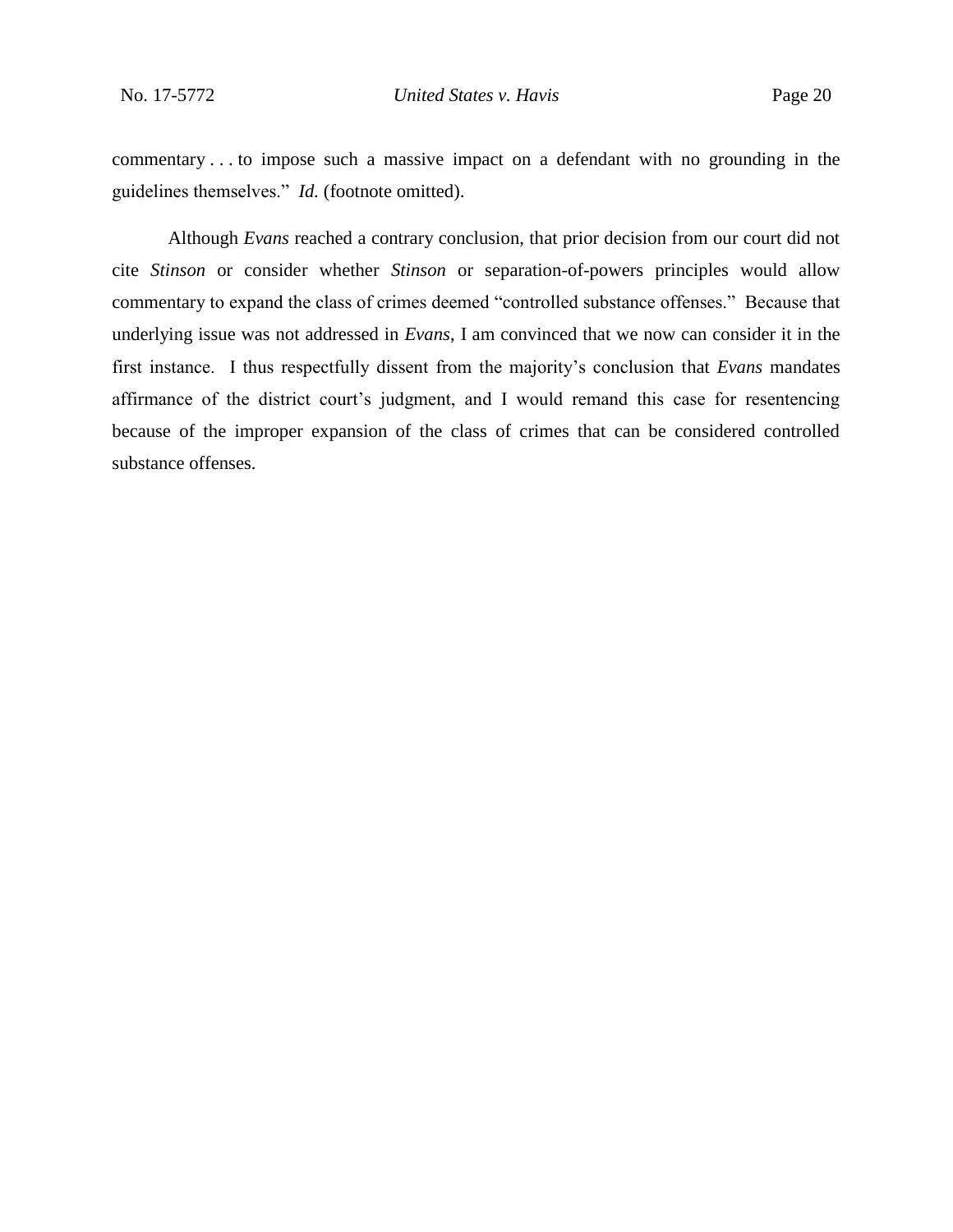commentary . . . to impose such a massive impact on a defendant with no grounding in the guidelines themselves." *Id.* (footnote omitted).

Although *Evans* reached a contrary conclusion, that prior decision from our court did not cite *Stinson* or consider whether *Stinson* or separation-of-powers principles would allow commentary to expand the class of crimes deemed "controlled substance offenses." Because that underlying issue was not addressed in *Evans*, I am convinced that we now can consider it in the first instance. I thus respectfully dissent from the majority's conclusion that *Evans* mandates affirmance of the district court's judgment, and I would remand this case for resentencing because of the improper expansion of the class of crimes that can be considered controlled substance offenses.